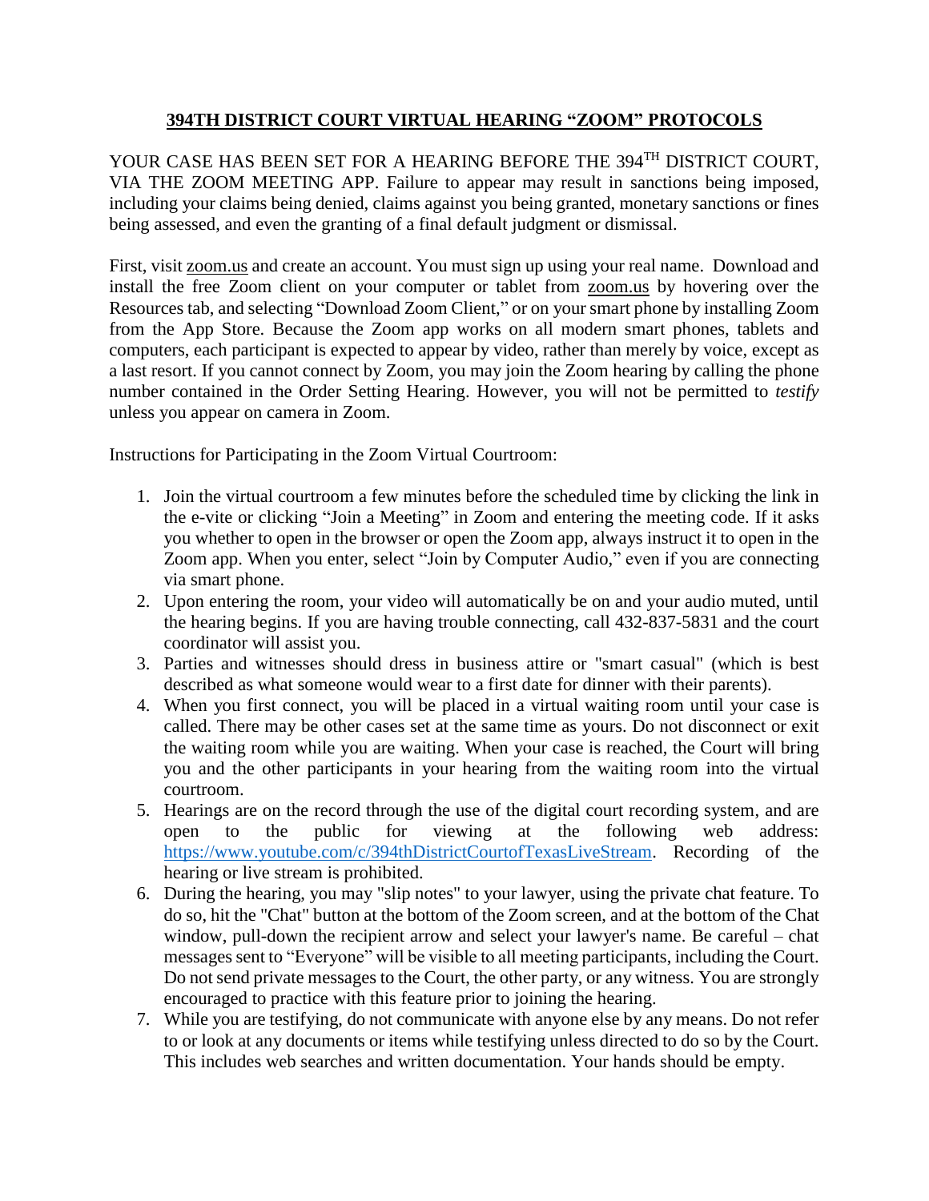# 394TH DISTRICT COURT VIRTUAL HEARING "ZOOM" PROTOCOLS

YOUR CASE HAS BEEN SET FOR A HEARING BEFORE THE 394TH DISTRICT COURT, VIA THE ZOOM MEETING APP. Failure to appear may result in sanctions being imposed, including your claims being denied, claims against you being granted, monetary sanctions or fines being assessed, and even the granting of a final default judgment or dismissal.

First, visit zoom.us and create an account. You must sign up using your real name. Download and install the free Zoom client on your computer or tablet from zoom.us by hovering over the Resources tab, and selecting "Download Zoom Client," or on your smart phone by installing Zoom from the App Store. Because the Zoom app works on all modern smart phones, tablets and computers, each participant is expected to appear by video, rather than merely by voice, except as a last resort. If you cannot connect by Zoom, you may join the Zoom hearing by calling the phone number contained in the Order Setting Hearing. However, you will not be permitted to *testify* unless you appear on camera in Zoom.

Instructions for Participating in the Zoom Virtual Courtroom:

1. Join the virtual courtroom a few minutes before the scheduled time by clicking the link in the e-vite or clicking "Join a Meeting" in Zoom and entering the meeting code. If it asks you whether to open in the browser or open the Zoom app, always instruct it to open in the Zoom app. When you enter, select "Join by Computer Audio," even if you are connecting via smart phone.
2. Upon entering the room, your video will automatically be on and your audio muted, until the hearing begins. If you are having trouble connecting, call 432-837-5831 and the court coordinator will assist you.
3. Parties and witnesses should dress in business attire or "smart casual" (which is best described as what someone would wear to a first date for dinner with their parents).
4. When you first connect, you will be placed in a virtual waiting room until your case is called. There may be other cases set at the same time as yours. Do not disconnect or exit the waiting room while you are waiting. When your case is reached, the Court will bring you and the other participants in your hearing from the waiting room into the virtual courtroom.
5. Hearings are on the record through the use of the digital court recording system, and are open to the public for viewing at the following web address: https://www.youtube.com/c/394thDistrictCourtofTexasLiveStream. Recording of the hearing or live stream is prohibited.
6. During the hearing, you may "slip notes" to your lawyer, using the private chat feature. To do so, hit the "Chat" button at the bottom of the Zoom screen, and at the bottom of the Chat window, pull-down the recipient arrow and select your lawyer's name. Be careful – chat messages sent to "Everyone" will be visible to all meeting participants, including the Court. Do not send private messages to the Court, the other party, or any witness. You are strongly encouraged to practice with this feature prior to joining the hearing.
7. While you are testifying, do not communicate with anyone else by any means. Do not refer to or look at any documents or items while testifying unless directed to do so by the Court. This includes web searches and written documentation. Your hands should be empty.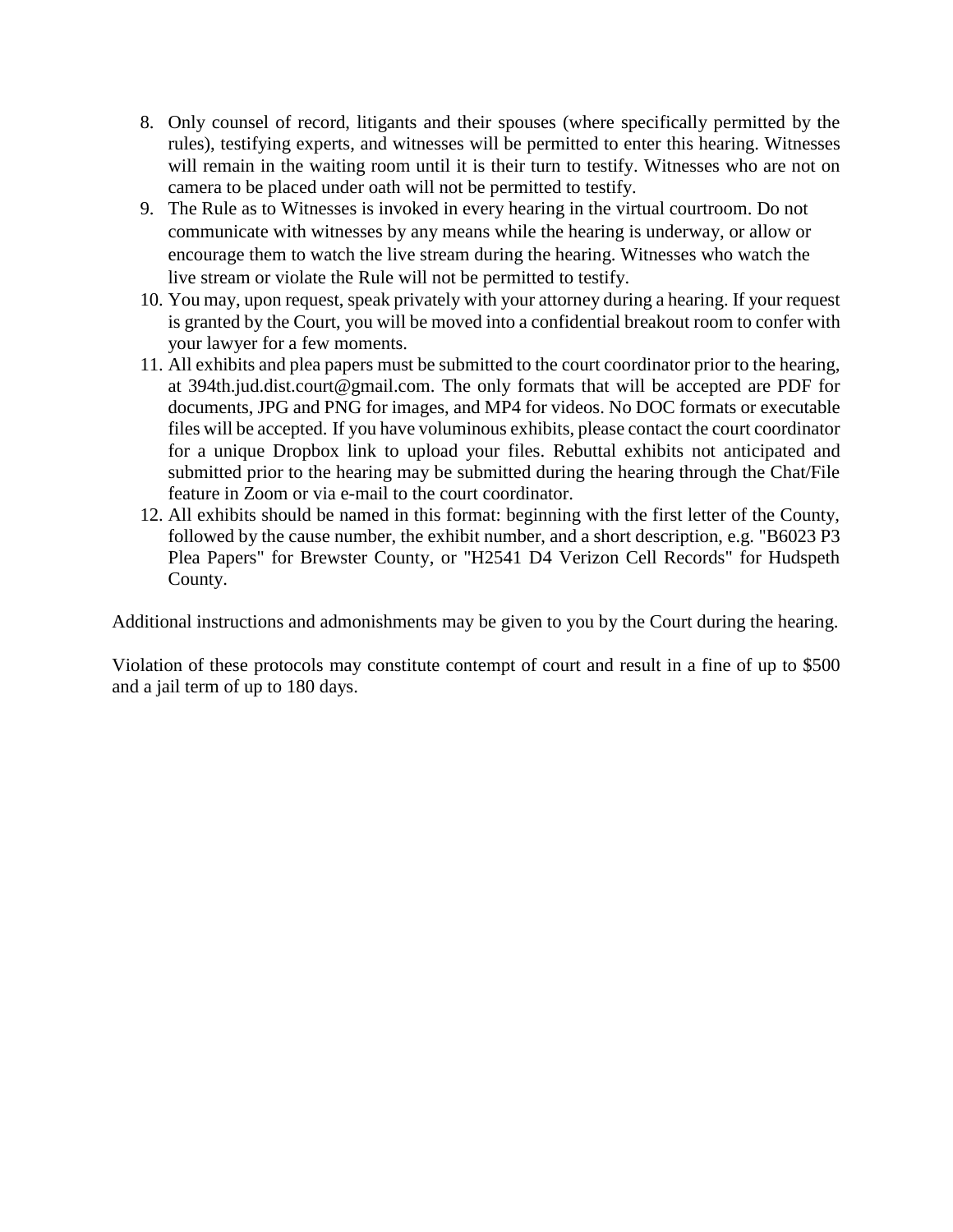8. Only counsel of record, litigants and their spouses (where specifically permitted by the rules), testifying experts, and witnesses will be permitted to enter this hearing. Witnesses will remain in the waiting room until it is their turn to testify. Witnesses who are not on camera to be placed under oath will not be permitted to testify.
9. The Rule as to Witnesses is invoked in every hearing in the virtual courtroom. Do not communicate with witnesses by any means while the hearing is underway, or allow or encourage them to watch the live stream during the hearing. Witnesses who watch the live stream or violate the Rule will not be permitted to testify.
10. You may, upon request, speak privately with your attorney during a hearing. If your request is granted by the Court, you will be moved into a confidential breakout room to confer with your lawyer for a few moments.
11. All exhibits and plea papers must be submitted to the court coordinator prior to the hearing, at 394th.jud.dist.court@gmail.com. The only formats that will be accepted are PDF for documents, JPG and PNG for images, and MP4 for videos. No DOC formats or executable files will be accepted. If you have voluminous exhibits, please contact the court coordinator for a unique Dropbox link to upload your files. Rebuttal exhibits not anticipated and submitted prior to the hearing may be submitted during the hearing through the Chat/File feature in Zoom or via e-mail to the court coordinator.
12. All exhibits should be named in this format: beginning with the first letter of the County, followed by the cause number, the exhibit number, and a short description, e.g. "B6023 P3 Plea Papers" for Brewster County, or "H2541 D4 Verizon Cell Records" for Hudspeth County.

Additional instructions and admonishments may be given to you by the Court during the hearing.

Violation of these protocols may constitute contempt of court and result in a fine of up to $500 and a jail term of up to 180 days.